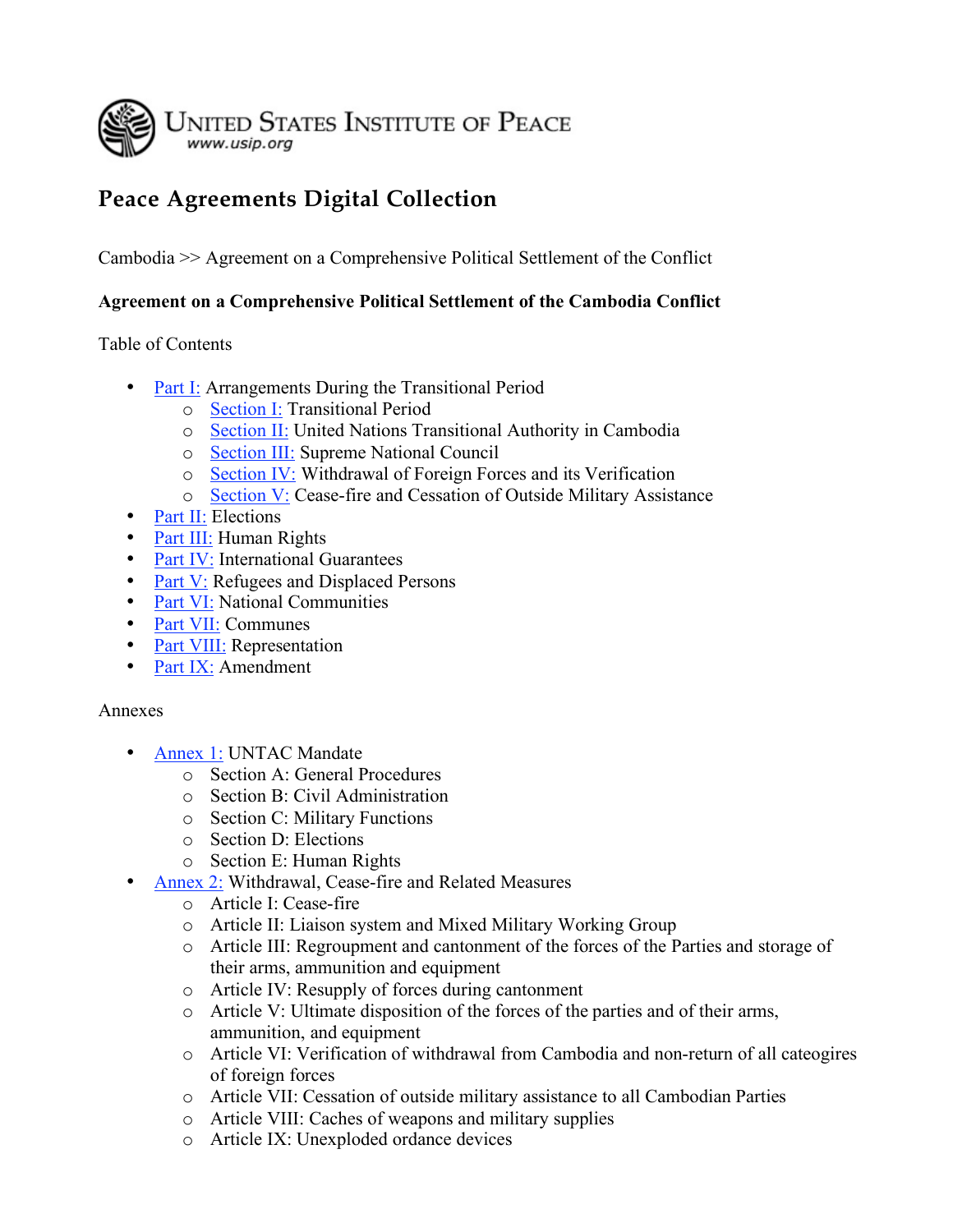UNITED STATES INSTITUTE OF PEACE
www.usip.org

# Peace Agreements Digital Collection

Cambodia >> Agreement on a Comprehensive Political Settlement of the Conflict

**Agreement on a Comprehensive Political Settlement of the Cambodia Conflict**

Table of Contents

- Part I: Arrangements During the Transitional Period
  - Section I: Transitional Period
  - Section II: United Nations Transitional Authority in Cambodia
  - Section III: Supreme National Council
  - Section IV: Withdrawal of Foreign Forces and its Verification
  - Section V: Cease-fire and Cessation of Outside Military Assistance
- Part II: Elections
- Part III: Human Rights
- Part IV: International Guarantees
- Part V: Refugees and Displaced Persons
- Part VI: National Communities
- Part VII: Communes
- Part VIII: Representation
- Part IX: Amendment

Annexes

- Annex 1: UNTAC Mandate
  - Section A: General Procedures
  - Section B: Civil Administration
  - Section C: Military Functions
  - Section D: Elections
  - Section E: Human Rights
- Annex 2: Withdrawal, Cease-fire and Related Measures
  - Article I: Cease-fire
  - Article II: Liaison system and Mixed Military Working Group
  - Article III: Regroupment and cantonment of the forces of the Parties and storage of their arms, ammunition and equipment
  - Article IV: Resupply of forces during cantonment
  - Article V: Ultimate disposition of the forces of the parties and of their arms, ammunition, and equipment
  - Article VI: Verification of withdrawal from Cambodia and non-return of all cateogires of foreign forces
  - Article VII: Cessation of outside military assistance to all Cambodian Parties
  - Article VIII: Caches of weapons and military supplies
  - Article IX: Unexploded ordance devices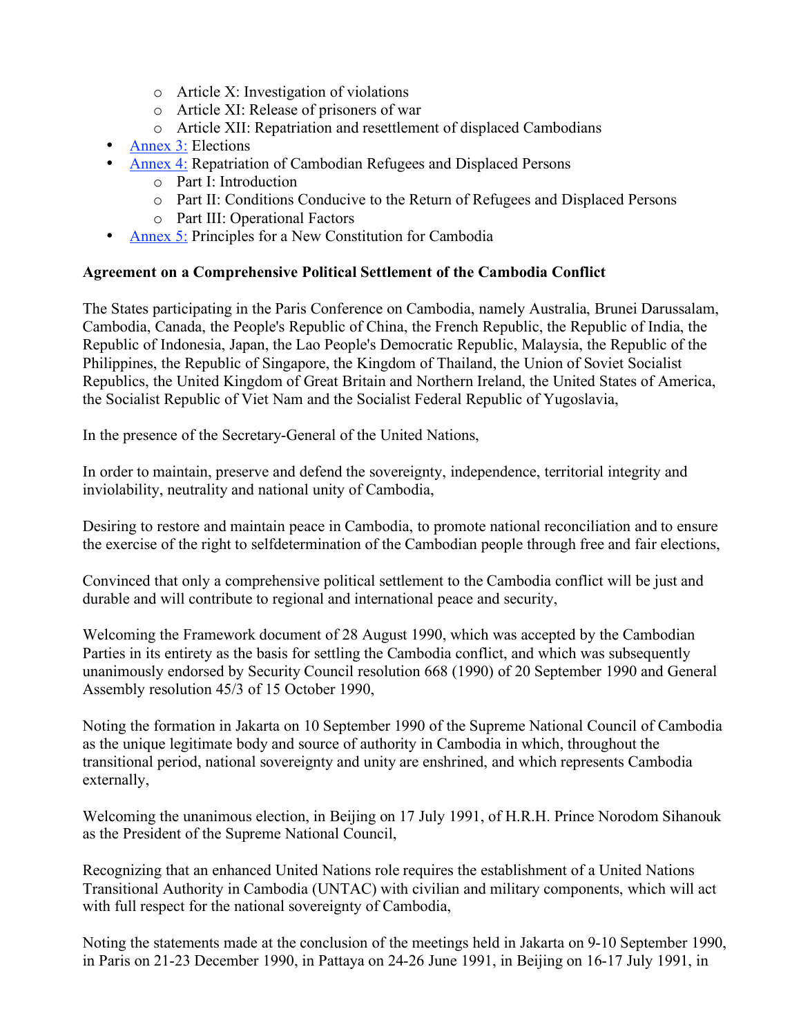- Article X: Investigation of violations
  - Article XI: Release of prisoners of war
  - Article XII: Repatriation and resettlement of displaced Cambodians
- Annex 3: Elections
- Annex 4: Repatriation of Cambodian Refugees and Displaced Persons
  - Part I: Introduction
  - Part II: Conditions Conducive to the Return of Refugees and Displaced Persons
  - Part III: Operational Factors
- Annex 5: Principles for a New Constitution for Cambodia

**Agreement on a Comprehensive Political Settlement of the Cambodia Conflict**

The States participating in the Paris Conference on Cambodia, namely Australia, Brunei Darussalam, Cambodia, Canada, the People's Republic of China, the French Republic, the Republic of India, the Republic of Indonesia, Japan, the Lao People's Democratic Republic, Malaysia, the Republic of the Philippines, the Republic of Singapore, the Kingdom of Thailand, the Union of Soviet Socialist Republics, the United Kingdom of Great Britain and Northern Ireland, the United States of America, the Socialist Republic of Viet Nam and the Socialist Federal Republic of Yugoslavia,

In the presence of the Secretary-General of the United Nations,

In order to maintain, preserve and defend the sovereignty, independence, territorial integrity and inviolability, neutrality and national unity of Cambodia,

Desiring to restore and maintain peace in Cambodia, to promote national reconciliation and to ensure the exercise of the right to selfdetermination of the Cambodian people through free and fair elections,

Convinced that only a comprehensive political settlement to the Cambodia conflict will be just and durable and will contribute to regional and international peace and security,

Welcoming the Framework document of 28 August 1990, which was accepted by the Cambodian Parties in its entirety as the basis for settling the Cambodia conflict, and which was subsequently unanimously endorsed by Security Council resolution 668 (1990) of 20 September 1990 and General Assembly resolution 45/3 of 15 October 1990,

Noting the formation in Jakarta on 10 September 1990 of the Supreme National Council of Cambodia as the unique legitimate body and source of authority in Cambodia in which, throughout the transitional period, national sovereignty and unity are enshrined, and which represents Cambodia externally,

Welcoming the unanimous election, in Beijing on 17 July 1991, of H.R.H. Prince Norodom Sihanouk as the President of the Supreme National Council,

Recognizing that an enhanced United Nations role requires the establishment of a United Nations Transitional Authority in Cambodia (UNTAC) with civilian and military components, which will act with full respect for the national sovereignty of Cambodia,

Noting the statements made at the conclusion of the meetings held in Jakarta on 9-10 September 1990, in Paris on 21-23 December 1990, in Pattaya on 24-26 June 1991, in Beijing on 16-17 July 1991, in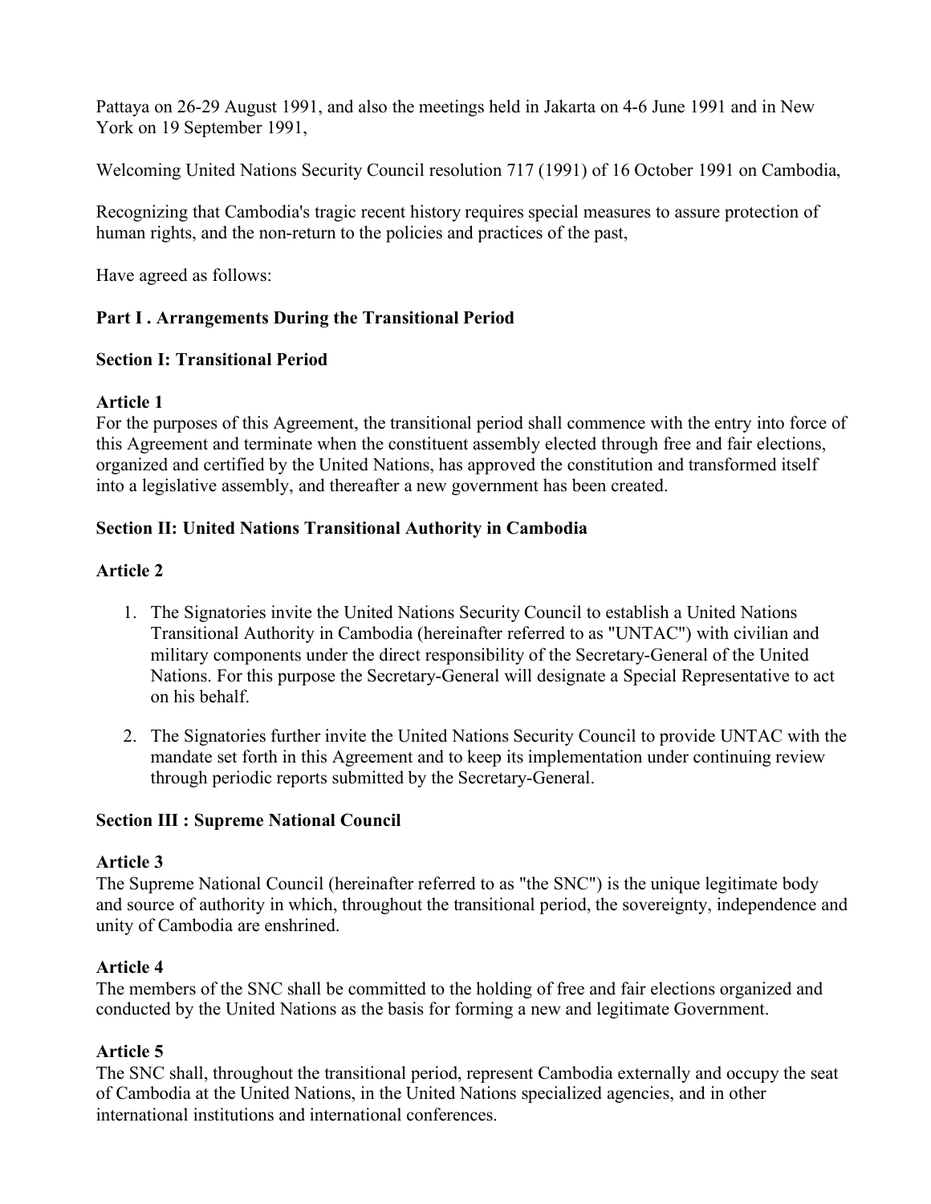Pattaya on 26-29 August 1991, and also the meetings held in Jakarta on 4-6 June 1991 and in New York on 19 September 1991,

Welcoming United Nations Security Council resolution 717 (1991) of 16 October 1991 on Cambodia,

Recognizing that Cambodia's tragic recent history requires special measures to assure protection of human rights, and the non-return to the policies and practices of the past,

Have agreed as follows:

## Part I . Arrangements During the Transitional Period

### Section I: Transitional Period

**Article 1**
For the purposes of this Agreement, the transitional period shall commence with the entry into force of this Agreement and terminate when the constituent assembly elected through free and fair elections, organized and certified by the United Nations, has approved the constitution and transformed itself into a legislative assembly, and thereafter a new government has been created.

### Section II: United Nations Transitional Authority in Cambodia

**Article 2**

1. The Signatories invite the United Nations Security Council to establish a United Nations Transitional Authority in Cambodia (hereinafter referred to as "UNTAC") with civilian and military components under the direct responsibility of the Secretary-General of the United Nations. For this purpose the Secretary-General will designate a Special Representative to act on his behalf.

2. The Signatories further invite the United Nations Security Council to provide UNTAC with the mandate set forth in this Agreement and to keep its implementation under continuing review through periodic reports submitted by the Secretary-General.

### Section III : Supreme National Council

**Article 3**
The Supreme National Council (hereinafter referred to as "the SNC") is the unique legitimate body and source of authority in which, throughout the transitional period, the sovereignty, independence and unity of Cambodia are enshrined.

**Article 4**
The members of the SNC shall be committed to the holding of free and fair elections organized and conducted by the United Nations as the basis for forming a new and legitimate Government.

**Article 5**
The SNC shall, throughout the transitional period, represent Cambodia externally and occupy the seat of Cambodia at the United Nations, in the United Nations specialized agencies, and in other international institutions and international conferences.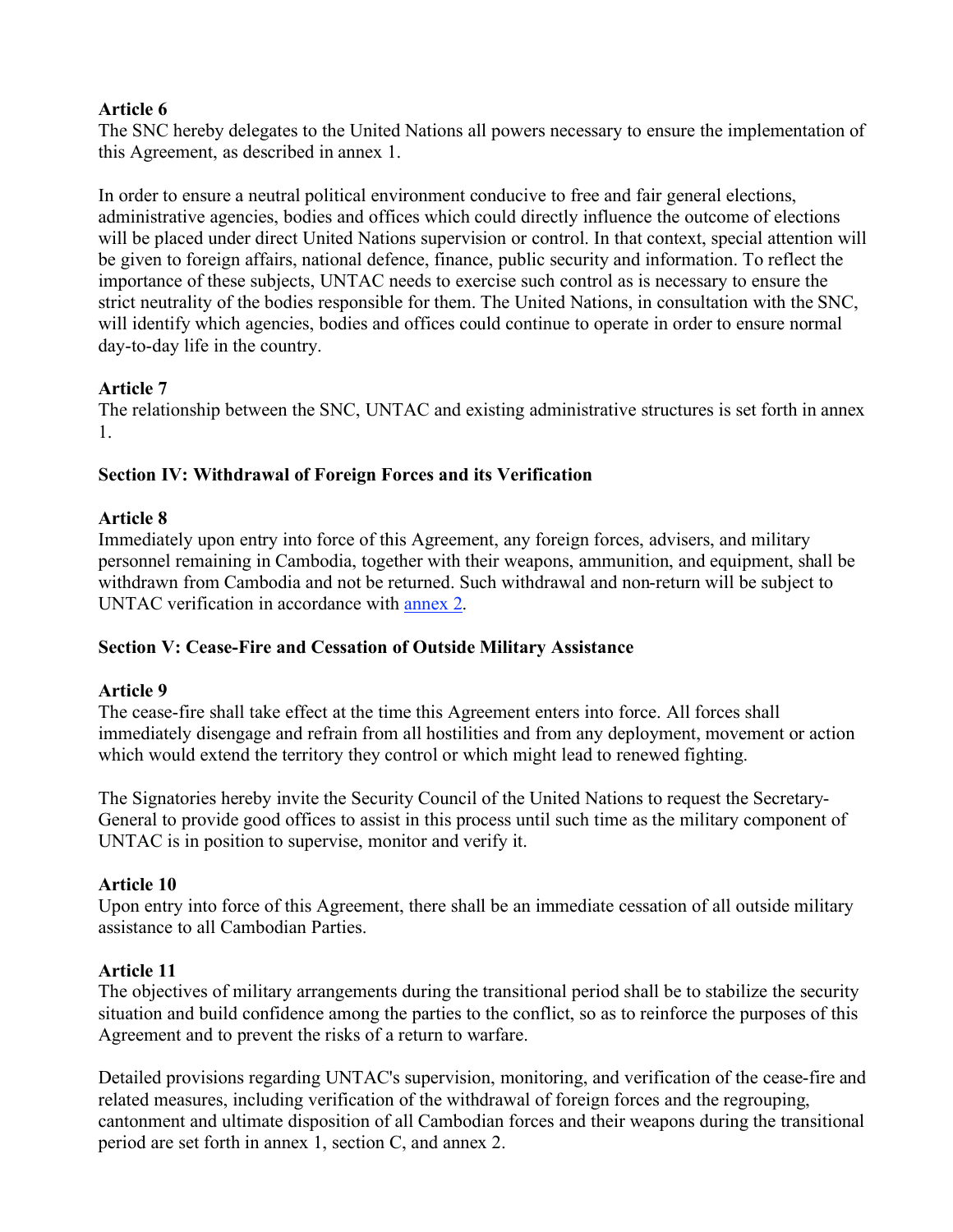**Article 6**
The SNC hereby delegates to the United Nations all powers necessary to ensure the implementation of this Agreement, as described in annex 1.

In order to ensure a neutral political environment conducive to free and fair general elections, administrative agencies, bodies and offices which could directly influence the outcome of elections will be placed under direct United Nations supervision or control. In that context, special attention will be given to foreign affairs, national defence, finance, public security and information. To reflect the importance of these subjects, UNTAC needs to exercise such control as is necessary to ensure the strict neutrality of the bodies responsible for them. The United Nations, in consultation with the SNC, will identify which agencies, bodies and offices could continue to operate in order to ensure normal day-to-day life in the country.

**Article 7**
The relationship between the SNC, UNTAC and existing administrative structures is set forth in annex 1.

**Section IV: Withdrawal of Foreign Forces and its Verification**

**Article 8**
Immediately upon entry into force of this Agreement, any foreign forces, advisers, and military personnel remaining in Cambodia, together with their weapons, ammunition, and equipment, shall be withdrawn from Cambodia and not be returned. Such withdrawal and non-return will be subject to UNTAC verification in accordance with annex 2.

**Section V: Cease-Fire and Cessation of Outside Military Assistance**

**Article 9**
The cease-fire shall take effect at the time this Agreement enters into force. All forces shall immediately disengage and refrain from all hostilities and from any deployment, movement or action which would extend the territory they control or which might lead to renewed fighting.

The Signatories hereby invite the Security Council of the United Nations to request the Secretary-General to provide good offices to assist in this process until such time as the military component of UNTAC is in position to supervise, monitor and verify it.

**Article 10**
Upon entry into force of this Agreement, there shall be an immediate cessation of all outside military assistance to all Cambodian Parties.

**Article 11**
The objectives of military arrangements during the transitional period shall be to stabilize the security situation and build confidence among the parties to the conflict, so as to reinforce the purposes of this Agreement and to prevent the risks of a return to warfare.

Detailed provisions regarding UNTAC's supervision, monitoring, and verification of the cease-fire and related measures, including verification of the withdrawal of foreign forces and the regrouping, cantonment and ultimate disposition of all Cambodian forces and their weapons during the transitional period are set forth in annex 1, section C, and annex 2.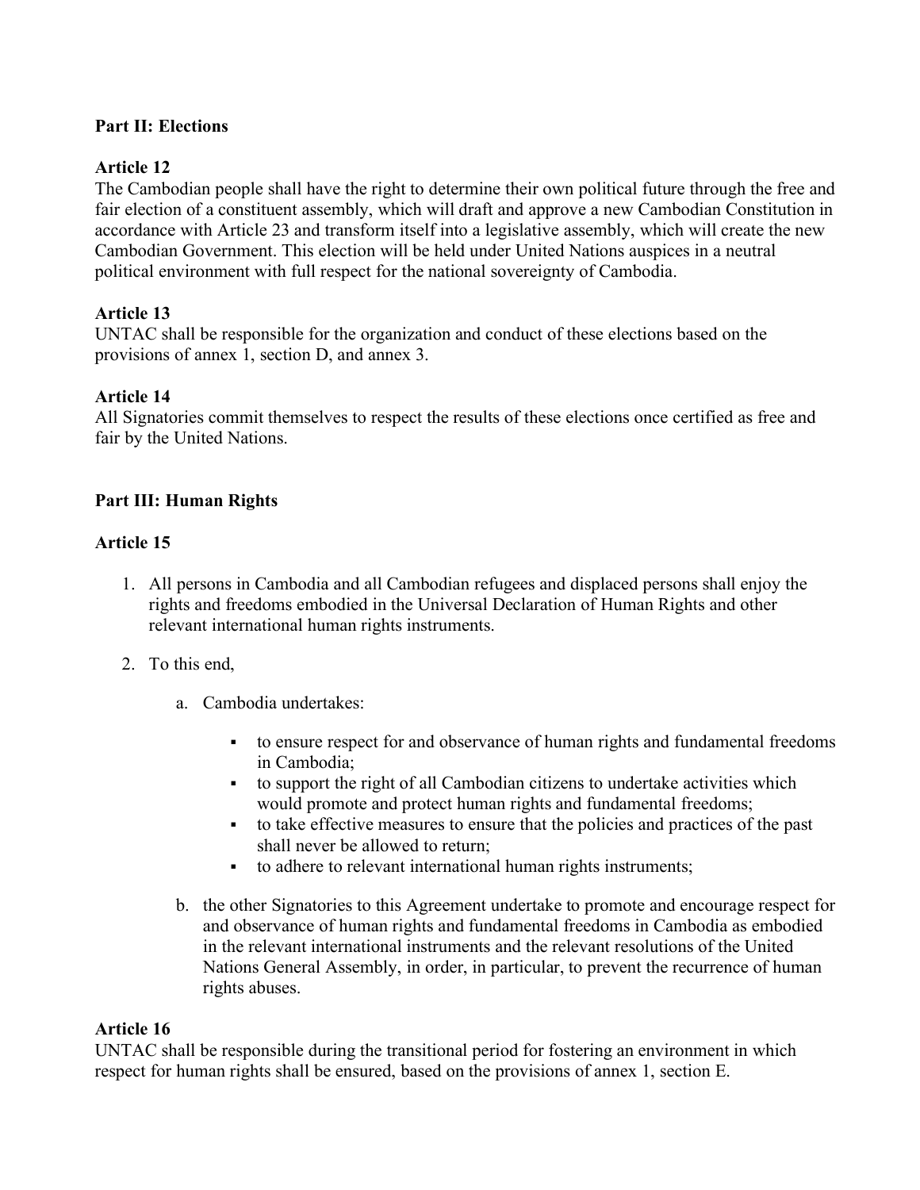**Part II: Elections**

**Article 12**
The Cambodian people shall have the right to determine their own political future through the free and fair election of a constituent assembly, which will draft and approve a new Cambodian Constitution in accordance with Article 23 and transform itself into a legislative assembly, which will create the new Cambodian Government. This election will be held under United Nations auspices in a neutral political environment with full respect for the national sovereignty of Cambodia.

**Article 13**
UNTAC shall be responsible for the organization and conduct of these elections based on the provisions of annex 1, section D, and annex 3.

**Article 14**
All Signatories commit themselves to respect the results of these elections once certified as free and fair by the United Nations.

**Part III: Human Rights**

**Article 15**

1. All persons in Cambodia and all Cambodian refugees and displaced persons shall enjoy the rights and freedoms embodied in the Universal Declaration of Human Rights and other relevant international human rights instruments.

2. To this end,

    a. Cambodia undertakes:

        - to ensure respect for and observance of human rights and fundamental freedoms in Cambodia;
        - to support the right of all Cambodian citizens to undertake activities which would promote and protect human rights and fundamental freedoms;
        - to take effective measures to ensure that the policies and practices of the past shall never be allowed to return;
        - to adhere to relevant international human rights instruments;

    b. the other Signatories to this Agreement undertake to promote and encourage respect for and observance of human rights and fundamental freedoms in Cambodia as embodied in the relevant international instruments and the relevant resolutions of the United Nations General Assembly, in order, in particular, to prevent the recurrence of human rights abuses.

**Article 16**
UNTAC shall be responsible during the transitional period for fostering an environment in which respect for human rights shall be ensured, based on the provisions of annex 1, section E.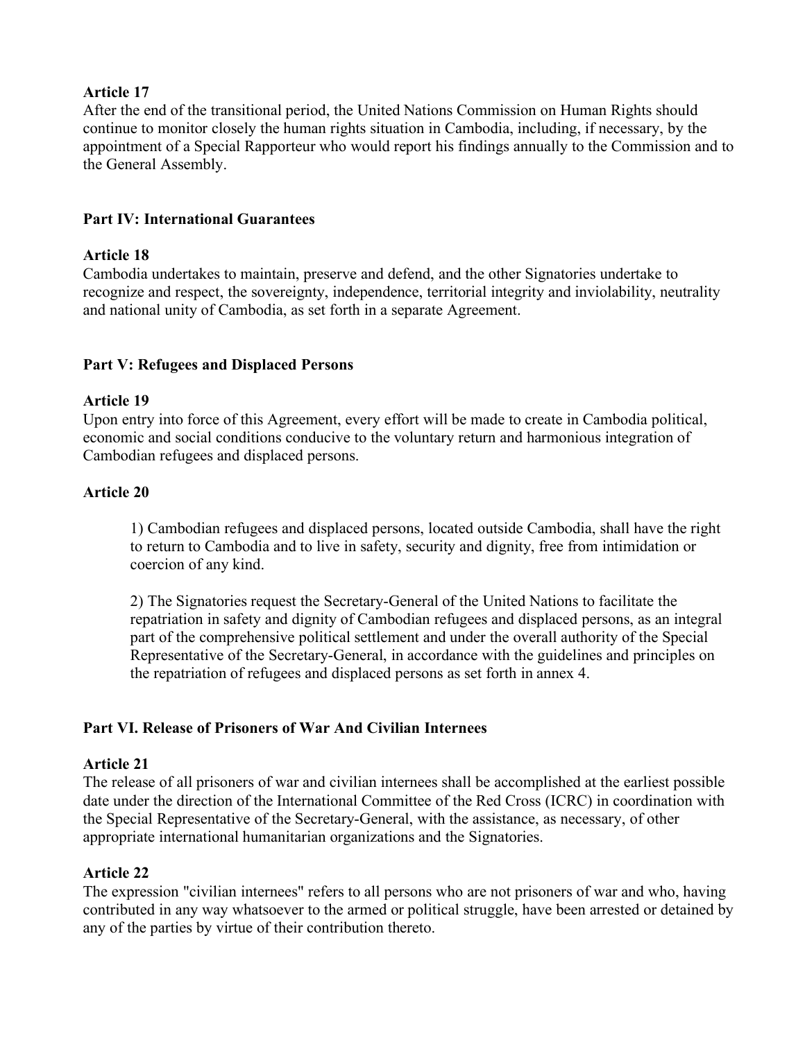**Article 17**

After the end of the transitional period, the United Nations Commission on Human Rights should continue to monitor closely the human rights situation in Cambodia, including, if necessary, by the appointment of a Special Rapporteur who would report his findings annually to the Commission and to the General Assembly.

## Part IV: International Guarantees

**Article 18**

Cambodia undertakes to maintain, preserve and defend, and the other Signatories undertake to recognize and respect, the sovereignty, independence, territorial integrity and inviolability, neutrality and national unity of Cambodia, as set forth in a separate Agreement.

## Part V: Refugees and Displaced Persons

**Article 19**

Upon entry into force of this Agreement, every effort will be made to create in Cambodia political, economic and social conditions conducive to the voluntary return and harmonious integration of Cambodian refugees and displaced persons.

**Article 20**

1) Cambodian refugees and displaced persons, located outside Cambodia, shall have the right to return to Cambodia and to live in safety, security and dignity, free from intimidation or coercion of any kind.

2) The Signatories request the Secretary-General of the United Nations to facilitate the repatriation in safety and dignity of Cambodian refugees and displaced persons, as an integral part of the comprehensive political settlement and under the overall authority of the Special Representative of the Secretary-General, in accordance with the guidelines and principles on the repatriation of refugees and displaced persons as set forth in annex 4.

## Part VI. Release of Prisoners of War And Civilian Internees

**Article 21**

The release of all prisoners of war and civilian internees shall be accomplished at the earliest possible date under the direction of the International Committee of the Red Cross (ICRC) in coordination with the Special Representative of the Secretary-General, with the assistance, as necessary, of other appropriate international humanitarian organizations and the Signatories.

**Article 22**

The expression "civilian internees" refers to all persons who are not prisoners of war and who, having contributed in any way whatsoever to the armed or political struggle, have been arrested or detained by any of the parties by virtue of their contribution thereto.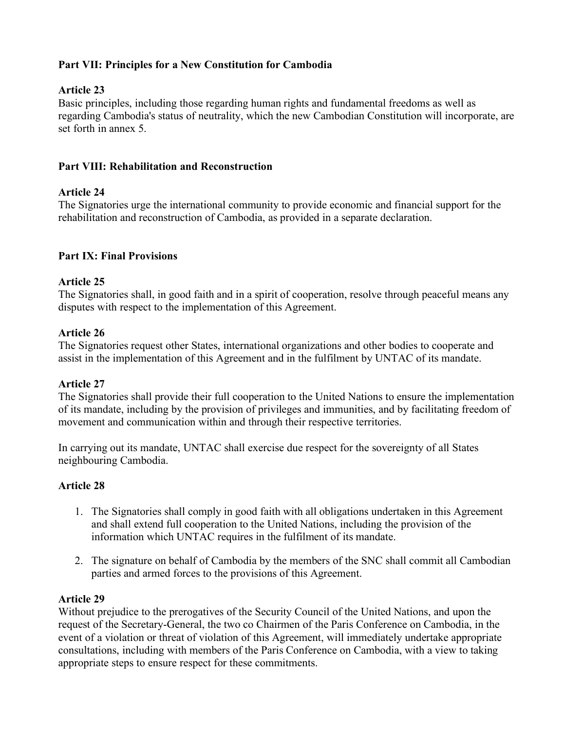### Part VII: Principles for a New Constitution for Cambodia

**Article 23**

Basic principles, including those regarding human rights and fundamental freedoms as well as regarding Cambodia's status of neutrality, which the new Cambodian Constitution will incorporate, are set forth in annex 5.

### Part VIII: Rehabilitation and Reconstruction

**Article 24**

The Signatories urge the international community to provide economic and financial support for the rehabilitation and reconstruction of Cambodia, as provided in a separate declaration.

### Part IX: Final Provisions

**Article 25**

The Signatories shall, in good faith and in a spirit of cooperation, resolve through peaceful means any disputes with respect to the implementation of this Agreement.

**Article 26**

The Signatories request other States, international organizations and other bodies to cooperate and assist in the implementation of this Agreement and in the fulfilment by UNTAC of its mandate.

**Article 27**

The Signatories shall provide their full cooperation to the United Nations to ensure the implementation of its mandate, including by the provision of privileges and immunities, and by facilitating freedom of movement and communication within and through their respective territories.

In carrying out its mandate, UNTAC shall exercise due respect for the sovereignty of all States neighbouring Cambodia.

**Article 28**

1. The Signatories shall comply in good faith with all obligations undertaken in this Agreement and shall extend full cooperation to the United Nations, including the provision of the information which UNTAC requires in the fulfilment of its mandate.
2. The signature on behalf of Cambodia by the members of the SNC shall commit all Cambodian parties and armed forces to the provisions of this Agreement.

**Article 29**

Without prejudice to the prerogatives of the Security Council of the United Nations, and upon the request of the Secretary-General, the two co Chairmen of the Paris Conference on Cambodia, in the event of a violation or threat of violation of this Agreement, will immediately undertake appropriate consultations, including with members of the Paris Conference on Cambodia, with a view to taking appropriate steps to ensure respect for these commitments.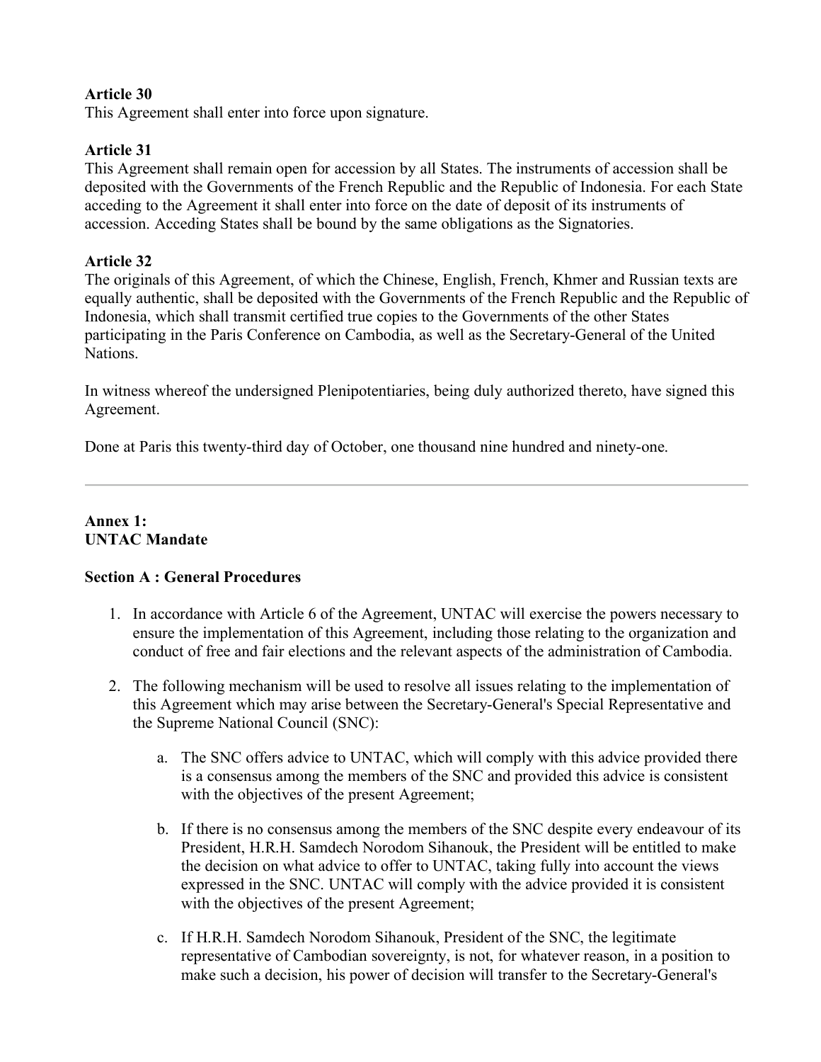**Article 30**

This Agreement shall enter into force upon signature.

**Article 31**

This Agreement shall remain open for accession by all States. The instruments of accession shall be deposited with the Governments of the French Republic and the Republic of Indonesia. For each State acceding to the Agreement it shall enter into force on the date of deposit of its instruments of accession. Acceding States shall be bound by the same obligations as the Signatories.

**Article 32**

The originals of this Agreement, of which the Chinese, English, French, Khmer and Russian texts are equally authentic, shall be deposited with the Governments of the French Republic and the Republic of Indonesia, which shall transmit certified true copies to the Governments of the other States participating in the Paris Conference on Cambodia, as well as the Secretary-General of the United Nations.

In witness whereof the undersigned Plenipotentiaries, being duly authorized thereto, have signed this Agreement.

Done at Paris this twenty-third day of October, one thousand nine hundred and ninety-one.

---

## Annex 1: UNTAC Mandate

### Section A : General Procedures

1. In accordance with Article 6 of the Agreement, UNTAC will exercise the powers necessary to ensure the implementation of this Agreement, including those relating to the organization and conduct of free and fair elections and the relevant aspects of the administration of Cambodia.
2. The following mechanism will be used to resolve all issues relating to the implementation of this Agreement which may arise between the Secretary-General's Special Representative and the Supreme National Council (SNC):
    a. The SNC offers advice to UNTAC, which will comply with this advice provided there is a consensus among the members of the SNC and provided this advice is consistent with the objectives of the present Agreement;
    b. If there is no consensus among the members of the SNC despite every endeavour of its President, H.R.H. Samdech Norodom Sihanouk, the President will be entitled to make the decision on what advice to offer to UNTAC, taking fully into account the views expressed in the SNC. UNTAC will comply with the advice provided it is consistent with the objectives of the present Agreement;
    c. If H.R.H. Samdech Norodom Sihanouk, President of the SNC, the legitimate representative of Cambodian sovereignty, is not, for whatever reason, in a position to make such a decision, his power of decision will transfer to the Secretary-General's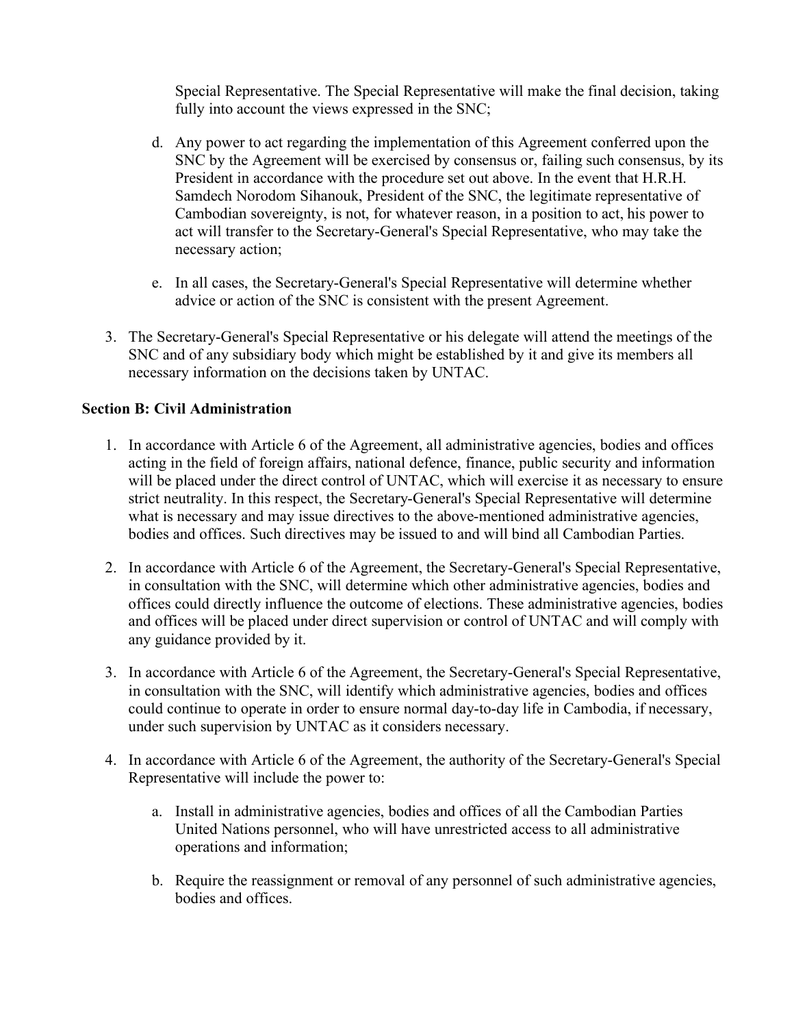Special Representative. The Special Representative will make the final decision, taking fully into account the views expressed in the SNC;

d. Any power to act regarding the implementation of this Agreement conferred upon the SNC by the Agreement will be exercised by consensus or, failing such consensus, by its President in accordance with the procedure set out above. In the event that H.R.H. Samdech Norodom Sihanouk, President of the SNC, the legitimate representative of Cambodian sovereignty, is not, for whatever reason, in a position to act, his power to act will transfer to the Secretary-General's Special Representative, who may take the necessary action;

e. In all cases, the Secretary-General's Special Representative will determine whether advice or action of the SNC is consistent with the present Agreement.

3. The Secretary-General's Special Representative or his delegate will attend the meetings of the SNC and of any subsidiary body which might be established by it and give its members all necessary information on the decisions taken by UNTAC.

**Section B: Civil Administration**

1. In accordance with Article 6 of the Agreement, all administrative agencies, bodies and offices acting in the field of foreign affairs, national defence, finance, public security and information will be placed under the direct control of UNTAC, which will exercise it as necessary to ensure strict neutrality. In this respect, the Secretary-General's Special Representative will determine what is necessary and may issue directives to the above-mentioned administrative agencies, bodies and offices. Such directives may be issued to and will bind all Cambodian Parties.

2. In accordance with Article 6 of the Agreement, the Secretary-General's Special Representative, in consultation with the SNC, will determine which other administrative agencies, bodies and offices could directly influence the outcome of elections. These administrative agencies, bodies and offices will be placed under direct supervision or control of UNTAC and will comply with any guidance provided by it.

3. In accordance with Article 6 of the Agreement, the Secretary-General's Special Representative, in consultation with the SNC, will identify which administrative agencies, bodies and offices could continue to operate in order to ensure normal day-to-day life in Cambodia, if necessary, under such supervision by UNTAC as it considers necessary.

4. In accordance with Article 6 of the Agreement, the authority of the Secretary-General's Special Representative will include the power to:

   a. Install in administrative agencies, bodies and offices of all the Cambodian Parties United Nations personnel, who will have unrestricted access to all administrative operations and information;

   b. Require the reassignment or removal of any personnel of such administrative agencies, bodies and offices.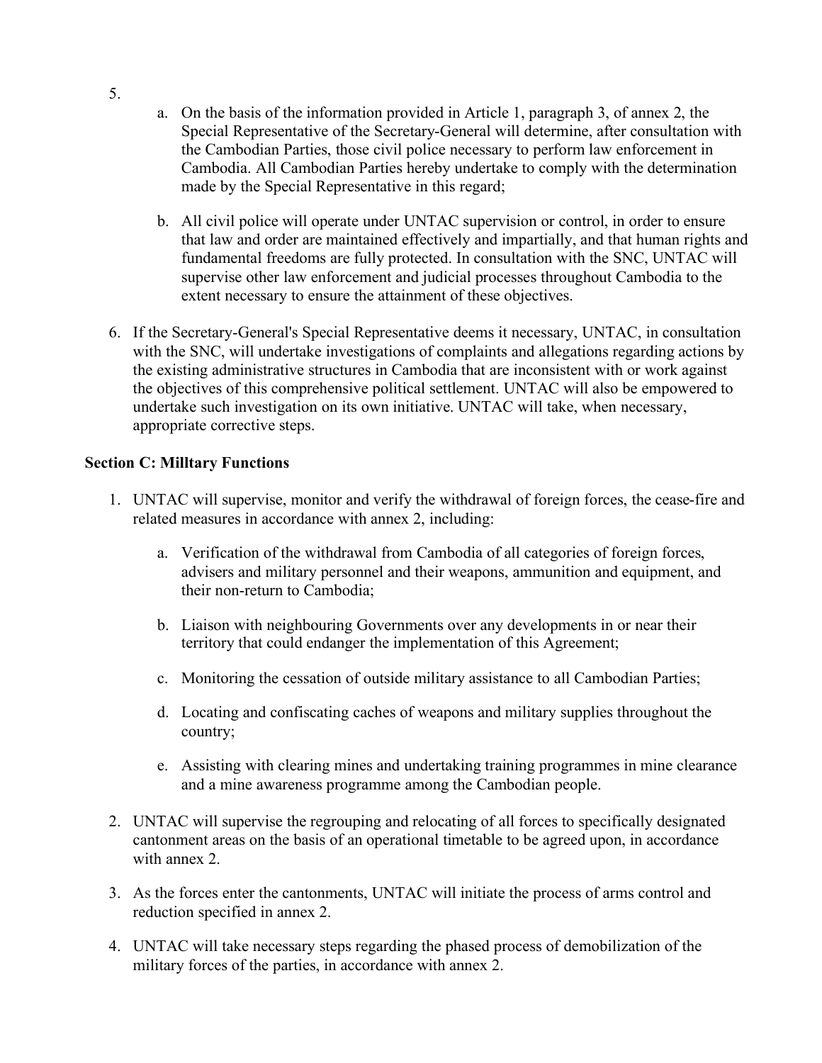5.
   a. On the basis of the information provided in Article 1, paragraph 3, of annex 2, the Special Representative of the Secretary-General will determine, after consultation with the Cambodian Parties, those civil police necessary to perform law enforcement in Cambodia. All Cambodian Parties hereby undertake to comply with the determination made by the Special Representative in this regard;

   b. All civil police will operate under UNTAC supervision or control, in order to ensure that law and order are maintained effectively and impartially, and that human rights and fundamental freedoms are fully protected. In consultation with the SNC, UNTAC will supervise other law enforcement and judicial processes throughout Cambodia to the extent necessary to ensure the attainment of these objectives.

6. If the Secretary-General's Special Representative deems it necessary, UNTAC, in consultation with the SNC, will undertake investigations of complaints and allegations regarding actions by the existing administrative structures in Cambodia that are inconsistent with or work against the objectives of this comprehensive political settlement. UNTAC will also be empowered to undertake such investigation on its own initiative. UNTAC will take, when necessary, appropriate corrective steps.

**Section C: Milltary Functions**

1. UNTAC will supervise, monitor and verify the withdrawal of foreign forces, the cease-fire and related measures in accordance with annex 2, including:

   a. Verification of the withdrawal from Cambodia of all categories of foreign forces, advisers and military personnel and their weapons, ammunition and equipment, and their non-return to Cambodia;

   b. Liaison with neighbouring Governments over any developments in or near their territory that could endanger the implementation of this Agreement;

   c. Monitoring the cessation of outside military assistance to all Cambodian Parties;

   d. Locating and confiscating caches of weapons and military supplies throughout the country;

   e. Assisting with clearing mines and undertaking training programmes in mine clearance and a mine awareness programme among the Cambodian people.

2. UNTAC will supervise the regrouping and relocating of all forces to specifically designated cantonment areas on the basis of an operational timetable to be agreed upon, in accordance with annex 2.

3. As the forces enter the cantonments, UNTAC will initiate the process of arms control and reduction specified in annex 2.

4. UNTAC will take necessary steps regarding the phased process of demobilization of the military forces of the parties, in accordance with annex 2.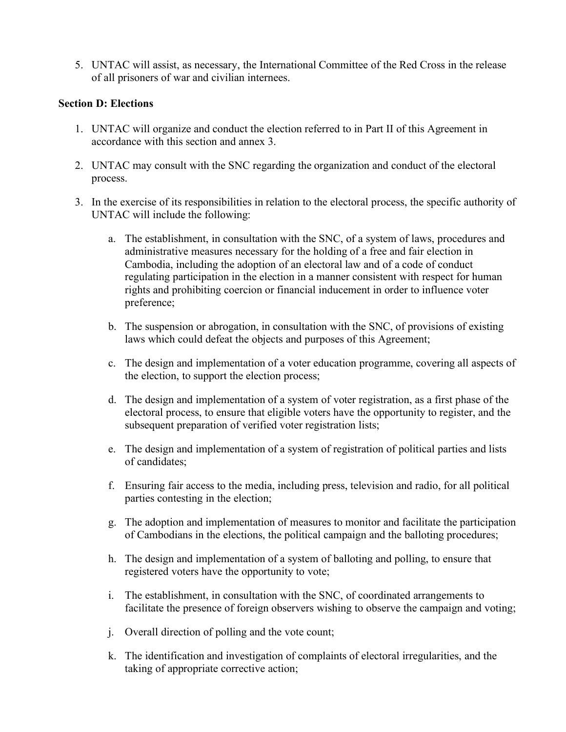5. UNTAC will assist, as necessary, the International Committee of the Red Cross in the release of all prisoners of war and civilian internees.

**Section D: Elections**

1. UNTAC will organize and conduct the election referred to in Part II of this Agreement in accordance with this section and annex 3.

2. UNTAC may consult with the SNC regarding the organization and conduct of the electoral process.

3. In the exercise of its responsibilities in relation to the electoral process, the specific authority of UNTAC will include the following:

    a. The establishment, in consultation with the SNC, of a system of laws, procedures and administrative measures necessary for the holding of a free and fair election in Cambodia, including the adoption of an electoral law and of a code of conduct regulating participation in the election in a manner consistent with respect for human rights and prohibiting coercion or financial inducement in order to influence voter preference;

    b. The suspension or abrogation, in consultation with the SNC, of provisions of existing laws which could defeat the objects and purposes of this Agreement;

    c. The design and implementation of a voter education programme, covering all aspects of the election, to support the election process;

    d. The design and implementation of a system of voter registration, as a first phase of the electoral process, to ensure that eligible voters have the opportunity to register, and the subsequent preparation of verified voter registration lists;

    e. The design and implementation of a system of registration of political parties and lists of candidates;

    f. Ensuring fair access to the media, including press, television and radio, for all political parties contesting in the election;

    g. The adoption and implementation of measures to monitor and facilitate the participation of Cambodians in the elections, the political campaign and the balloting procedures;

    h. The design and implementation of a system of balloting and polling, to ensure that registered voters have the opportunity to vote;

    i. The establishment, in consultation with the SNC, of coordinated arrangements to facilitate the presence of foreign observers wishing to observe the campaign and voting;

    j. Overall direction of polling and the vote count;

    k. The identification and investigation of complaints of electoral irregularities, and the taking of appropriate corrective action;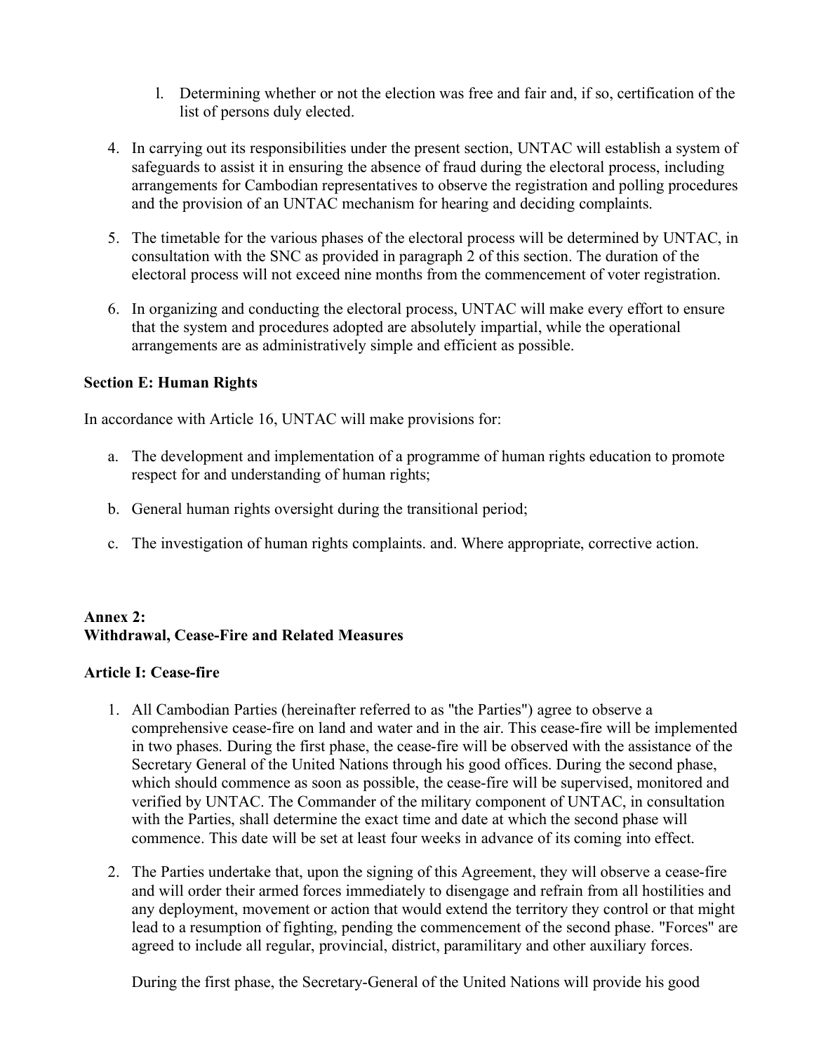l. Determining whether or not the election was free and fair and, if so, certification of the list of persons duly elected.

4. In carrying out its responsibilities under the present section, UNTAC will establish a system of safeguards to assist it in ensuring the absence of fraud during the electoral process, including arrangements for Cambodian representatives to observe the registration and polling procedures and the provision of an UNTAC mechanism for hearing and deciding complaints.

5. The timetable for the various phases of the electoral process will be determined by UNTAC, in consultation with the SNC as provided in paragraph 2 of this section. The duration of the electoral process will not exceed nine months from the commencement of voter registration.

6. In organizing and conducting the electoral process, UNTAC will make every effort to ensure that the system and procedures adopted are absolutely impartial, while the operational arrangements are as administratively simple and efficient as possible.

**Section E: Human Rights**

In accordance with Article 16, UNTAC will make provisions for:

a. The development and implementation of a programme of human rights education to promote respect for and understanding of human rights;

b. General human rights oversight during the transitional period;

c. The investigation of human rights complaints. and. Where appropriate, corrective action.

## Annex 2: Withdrawal, Cease-Fire and Related Measures

### Article I: Cease-fire

1. All Cambodian Parties (hereinafter referred to as "the Parties") agree to observe a comprehensive cease-fire on land and water and in the air. This cease-fire will be implemented in two phases. During the first phase, the cease-fire will be observed with the assistance of the Secretary General of the United Nations through his good offices. During the second phase, which should commence as soon as possible, the cease-fire will be supervised, monitored and verified by UNTAC. The Commander of the military component of UNTAC, in consultation with the Parties, shall determine the exact time and date at which the second phase will commence. This date will be set at least four weeks in advance of its coming into effect.

2. The Parties undertake that, upon the signing of this Agreement, they will observe a cease-fire and will order their armed forces immediately to disengage and refrain from all hostilities and any deployment, movement or action that would extend the territory they control or that might lead to a resumption of fighting, pending the commencement of the second phase. "Forces" are agreed to include all regular, provincial, district, paramilitary and other auxiliary forces.

   During the first phase, the Secretary-General of the United Nations will provide his good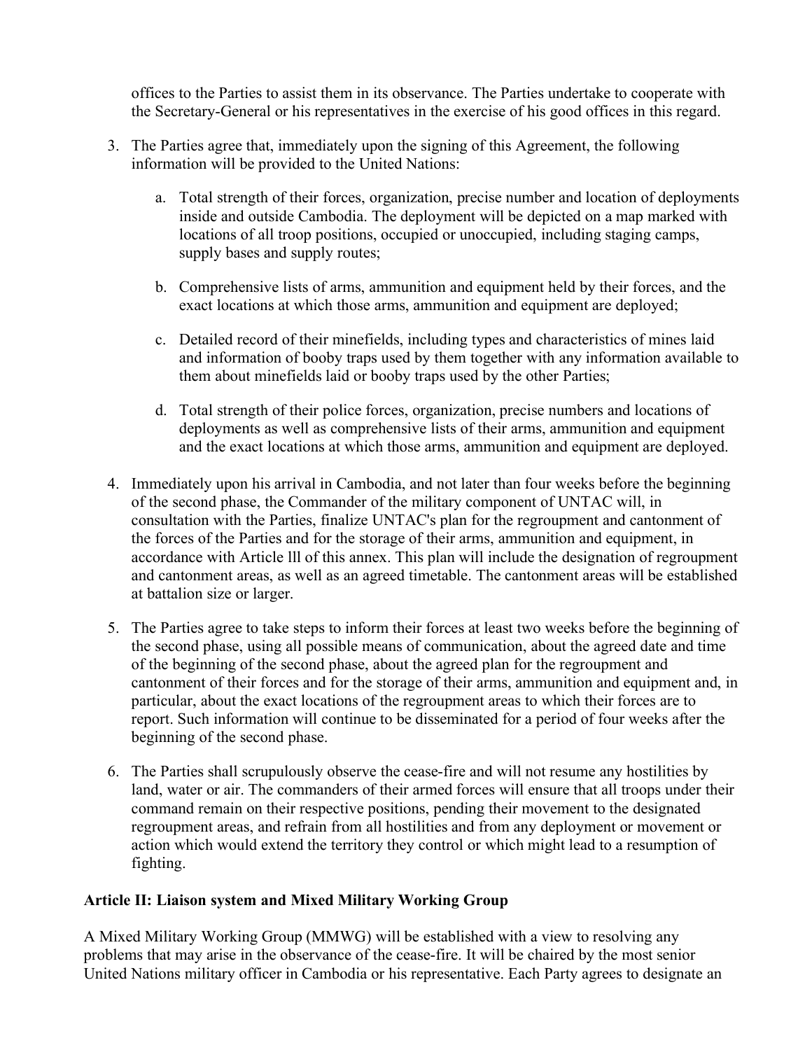offices to the Parties to assist them in its observance. The Parties undertake to cooperate with the Secretary-General or his representatives in the exercise of his good offices in this regard.

3. The Parties agree that, immediately upon the signing of this Agreement, the following information will be provided to the United Nations:

   a. Total strength of their forces, organization, precise number and location of deployments inside and outside Cambodia. The deployment will be depicted on a map marked with locations of all troop positions, occupied or unoccupied, including staging camps, supply bases and supply routes;

   b. Comprehensive lists of arms, ammunition and equipment held by their forces, and the exact locations at which those arms, ammunition and equipment are deployed;

   c. Detailed record of their minefields, including types and characteristics of mines laid and information of booby traps used by them together with any information available to them about minefields laid or booby traps used by the other Parties;

   d. Total strength of their police forces, organization, precise numbers and locations of deployments as well as comprehensive lists of their arms, ammunition and equipment and the exact locations at which those arms, ammunition and equipment are deployed.

4. Immediately upon his arrival in Cambodia, and not later than four weeks before the beginning of the second phase, the Commander of the military component of UNTAC will, in consultation with the Parties, finalize UNTAC's plan for the regroupment and cantonment of the forces of the Parties and for the storage of their arms, ammunition and equipment, in accordance with Article lll of this annex. This plan will include the designation of regroupment and cantonment areas, as well as an agreed timetable. The cantonment areas will be established at battalion size or larger.

5. The Parties agree to take steps to inform their forces at least two weeks before the beginning of the second phase, using all possible means of communication, about the agreed date and time of the beginning of the second phase, about the agreed plan for the regroupment and cantonment of their forces and for the storage of their arms, ammunition and equipment and, in particular, about the exact locations of the regroupment areas to which their forces are to report. Such information will continue to be disseminated for a period of four weeks after the beginning of the second phase.

6. The Parties shall scrupulously observe the cease-fire and will not resume any hostilities by land, water or air. The commanders of their armed forces will ensure that all troops under their command remain on their respective positions, pending their movement to the designated regroupment areas, and refrain from all hostilities and from any deployment or movement or action which would extend the territory they control or which might lead to a resumption of fighting.

**Article II: Liaison system and Mixed Military Working Group**

A Mixed Military Working Group (MMWG) will be established with a view to resolving any problems that may arise in the observance of the cease-fire. It will be chaired by the most senior United Nations military officer in Cambodia or his representative. Each Party agrees to designate an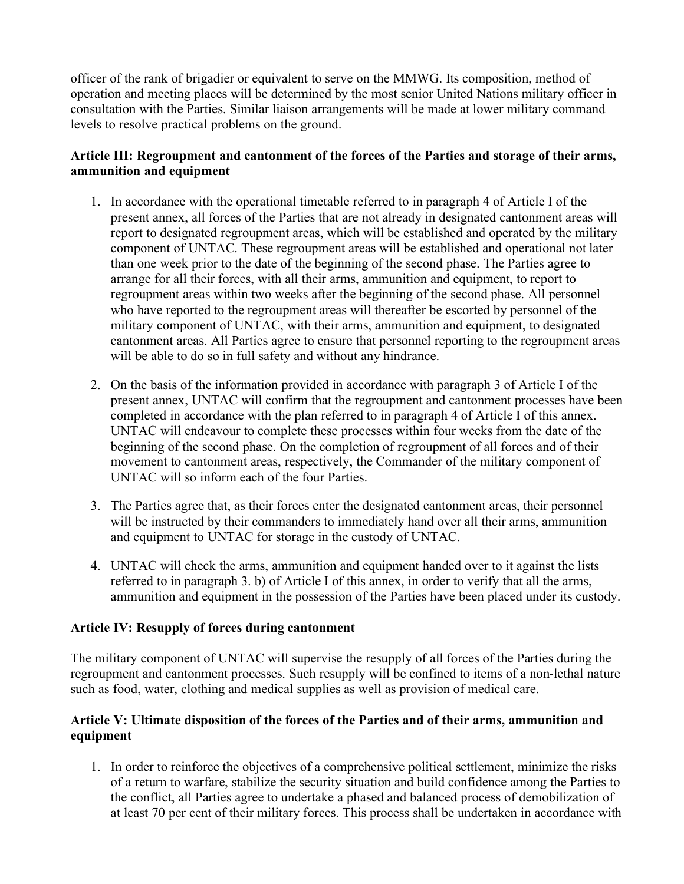officer of the rank of brigadier or equivalent to serve on the MMWG. Its composition, method of operation and meeting places will be determined by the most senior United Nations military officer in consultation with the Parties. Similar liaison arrangements will be made at lower military command levels to resolve practical problems on the ground.

### Article III: Regroupment and cantonment of the forces of the Parties and storage of their arms, ammunition and equipment

1. In accordance with the operational timetable referred to in paragraph 4 of Article I of the present annex, all forces of the Parties that are not already in designated cantonment areas will report to designated regroupment areas, which will be established and operated by the military component of UNTAC. These regroupment areas will be established and operational not later than one week prior to the date of the beginning of the second phase. The Parties agree to arrange for all their forces, with all their arms, ammunition and equipment, to report to regroupment areas within two weeks after the beginning of the second phase. All personnel who have reported to the regroupment areas will thereafter be escorted by personnel of the military component of UNTAC, with their arms, ammunition and equipment, to designated cantonment areas. All Parties agree to ensure that personnel reporting to the regroupment areas will be able to do so in full safety and without any hindrance.

2. On the basis of the information provided in accordance with paragraph 3 of Article I of the present annex, UNTAC will confirm that the regroupment and cantonment processes have been completed in accordance with the plan referred to in paragraph 4 of Article I of this annex. UNTAC will endeavour to complete these processes within four weeks from the date of the beginning of the second phase. On the completion of regroupment of all forces and of their movement to cantonment areas, respectively, the Commander of the military component of UNTAC will so inform each of the four Parties.

3. The Parties agree that, as their forces enter the designated cantonment areas, their personnel will be instructed by their commanders to immediately hand over all their arms, ammunition and equipment to UNTAC for storage in the custody of UNTAC.

4. UNTAC will check the arms, ammunition and equipment handed over to it against the lists referred to in paragraph 3. b) of Article I of this annex, in order to verify that all the arms, ammunition and equipment in the possession of the Parties have been placed under its custody.

### Article IV: Resupply of forces during cantonment

The military component of UNTAC will supervise the resupply of all forces of the Parties during the regroupment and cantonment processes. Such resupply will be confined to items of a non-lethal nature such as food, water, clothing and medical supplies as well as provision of medical care.

### Article V: Ultimate disposition of the forces of the Parties and of their arms, ammunition and equipment

1. In order to reinforce the objectives of a comprehensive political settlement, minimize the risks of a return to warfare, stabilize the security situation and build confidence among the Parties to the conflict, all Parties agree to undertake a phased and balanced process of demobilization of at least 70 per cent of their military forces. This process shall be undertaken in accordance with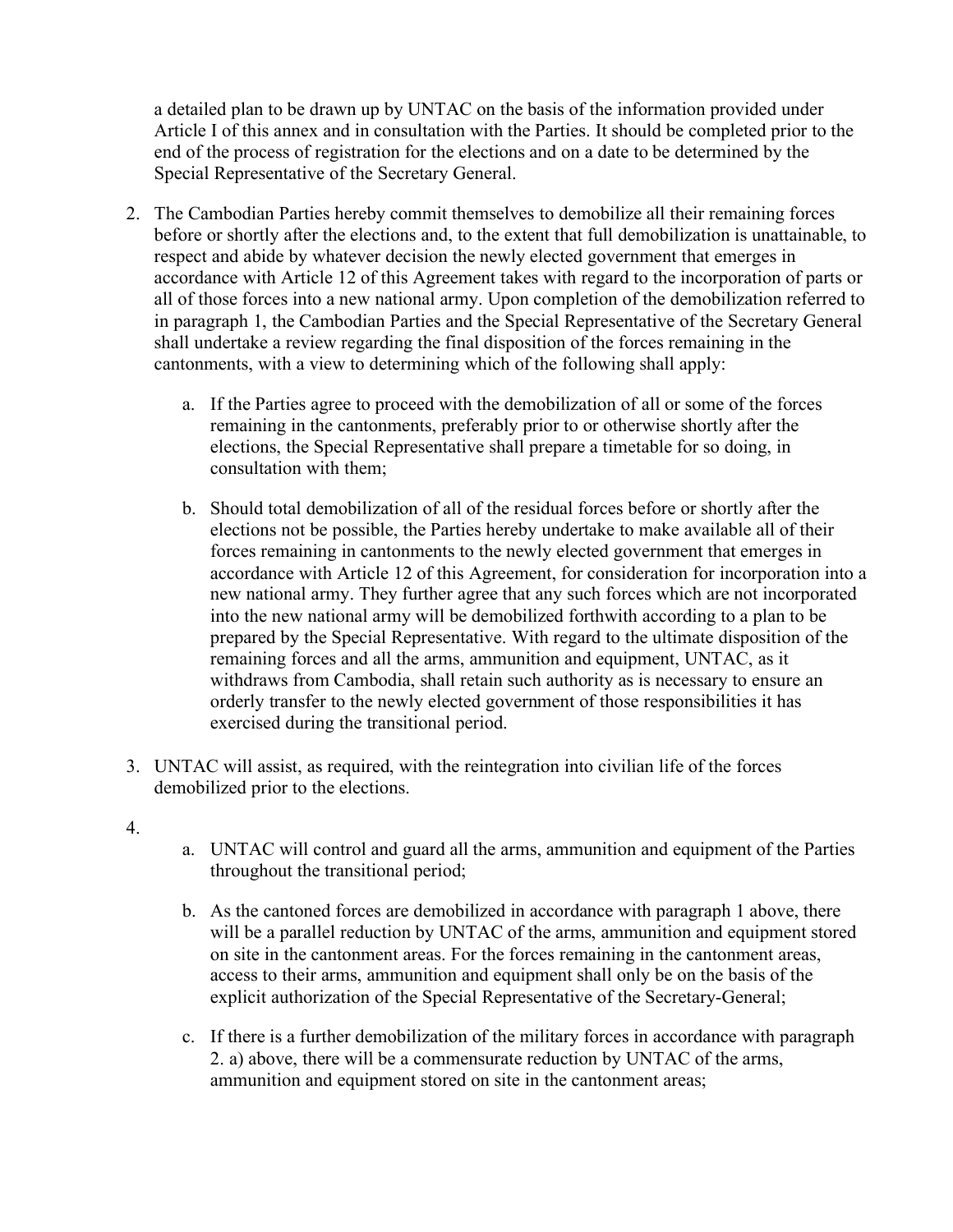a detailed plan to be drawn up by UNTAC on the basis of the information provided under Article I of this annex and in consultation with the Parties. It should be completed prior to the end of the process of registration for the elections and on a date to be determined by the Special Representative of the Secretary General.

2. The Cambodian Parties hereby commit themselves to demobilize all their remaining forces before or shortly after the elections and, to the extent that full demobilization is unattainable, to respect and abide by whatever decision the newly elected government that emerges in accordance with Article 12 of this Agreement takes with regard to the incorporation of parts or all of those forces into a new national army. Upon completion of the demobilization referred to in paragraph 1, the Cambodian Parties and the Special Representative of the Secretary General shall undertake a review regarding the final disposition of the forces remaining in the cantonments, with a view to determining which of the following shall apply:

    a. If the Parties agree to proceed with the demobilization of all or some of the forces remaining in the cantonments, preferably prior to or otherwise shortly after the elections, the Special Representative shall prepare a timetable for so doing, in consultation with them;

    b. Should total demobilization of all of the residual forces before or shortly after the elections not be possible, the Parties hereby undertake to make available all of their forces remaining in cantonments to the newly elected government that emerges in accordance with Article 12 of this Agreement, for consideration for incorporation into a new national army. They further agree that any such forces which are not incorporated into the new national army will be demobilized forthwith according to a plan to be prepared by the Special Representative. With regard to the ultimate disposition of the remaining forces and all the arms, ammunition and equipment, UNTAC, as it withdraws from Cambodia, shall retain such authority as is necessary to ensure an orderly transfer to the newly elected government of those responsibilities it has exercised during the transitional period.

3. UNTAC will assist, as required, with the reintegration into civilian life of the forces demobilized prior to the elections.

4. 
    a. UNTAC will control and guard all the arms, ammunition and equipment of the Parties throughout the transitional period;

    b. As the cantoned forces are demobilized in accordance with paragraph 1 above, there will be a parallel reduction by UNTAC of the arms, ammunition and equipment stored on site in the cantonment areas. For the forces remaining in the cantonment areas, access to their arms, ammunition and equipment shall only be on the basis of the explicit authorization of the Special Representative of the Secretary-General;

    c. If there is a further demobilization of the military forces in accordance with paragraph 2. a) above, there will be a commensurate reduction by UNTAC of the arms, ammunition and equipment stored on site in the cantonment areas;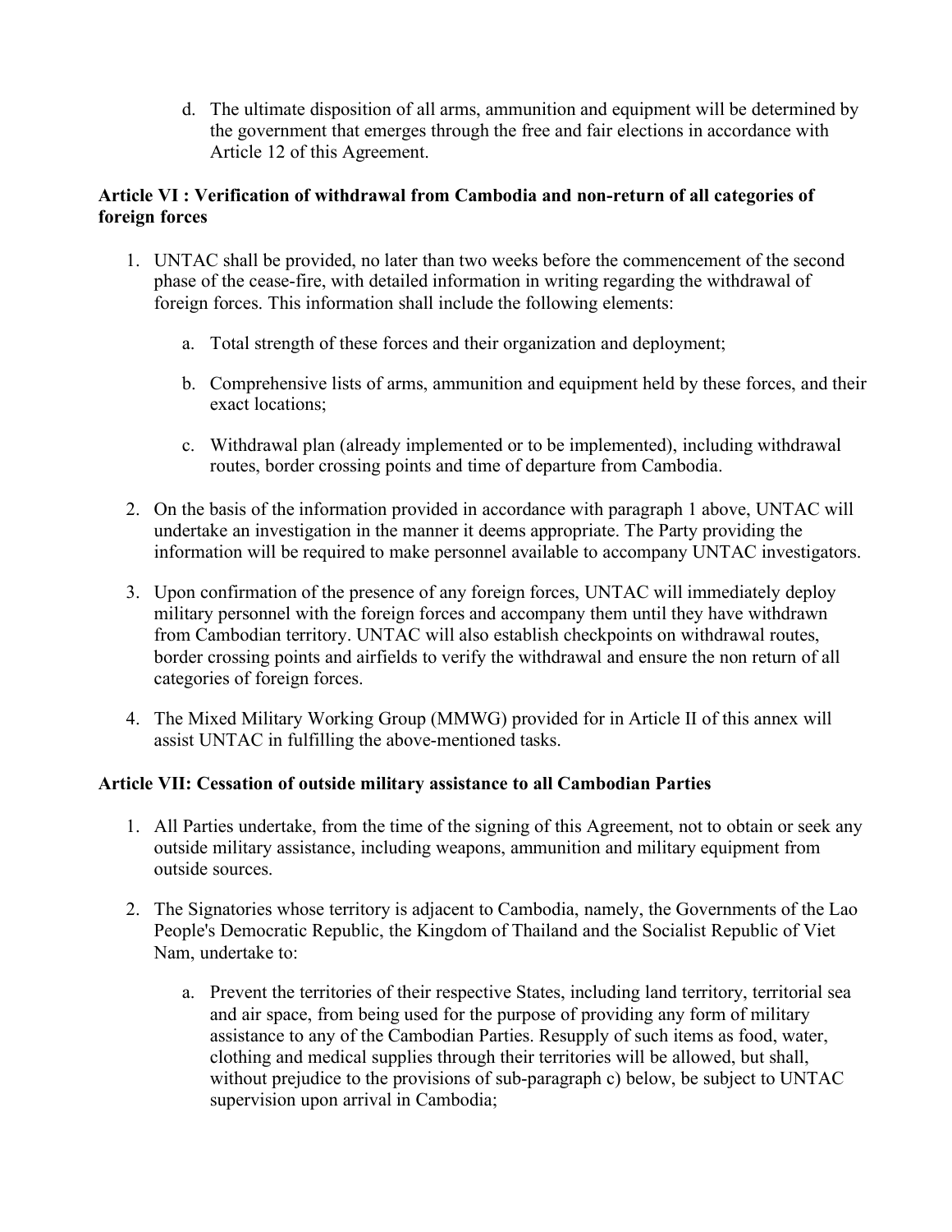d. The ultimate disposition of all arms, ammunition and equipment will be determined by the government that emerges through the free and fair elections in accordance with Article 12 of this Agreement.

**Article VI : Verification of withdrawal from Cambodia and non-return of all categories of foreign forces**

1. UNTAC shall be provided, no later than two weeks before the commencement of the second phase of the cease-fire, with detailed information in writing regarding the withdrawal of foreign forces. This information shall include the following elements:

   a. Total strength of these forces and their organization and deployment;

   b. Comprehensive lists of arms, ammunition and equipment held by these forces, and their exact locations;

   c. Withdrawal plan (already implemented or to be implemented), including withdrawal routes, border crossing points and time of departure from Cambodia.

2. On the basis of the information provided in accordance with paragraph 1 above, UNTAC will undertake an investigation in the manner it deems appropriate. The Party providing the information will be required to make personnel available to accompany UNTAC investigators.

3. Upon confirmation of the presence of any foreign forces, UNTAC will immediately deploy military personnel with the foreign forces and accompany them until they have withdrawn from Cambodian territory. UNTAC will also establish checkpoints on withdrawal routes, border crossing points and airfields to verify the withdrawal and ensure the non return of all categories of foreign forces.

4. The Mixed Military Working Group (MMWG) provided for in Article II of this annex will assist UNTAC in fulfilling the above-mentioned tasks.

**Article VII: Cessation of outside military assistance to all Cambodian Parties**

1. All Parties undertake, from the time of the signing of this Agreement, not to obtain or seek any outside military assistance, including weapons, ammunition and military equipment from outside sources.

2. The Signatories whose territory is adjacent to Cambodia, namely, the Governments of the Lao People's Democratic Republic, the Kingdom of Thailand and the Socialist Republic of Viet Nam, undertake to:

   a. Prevent the territories of their respective States, including land territory, territorial sea and air space, from being used for the purpose of providing any form of military assistance to any of the Cambodian Parties. Resupply of such items as food, water, clothing and medical supplies through their territories will be allowed, but shall, without prejudice to the provisions of sub-paragraph c) below, be subject to UNTAC supervision upon arrival in Cambodia;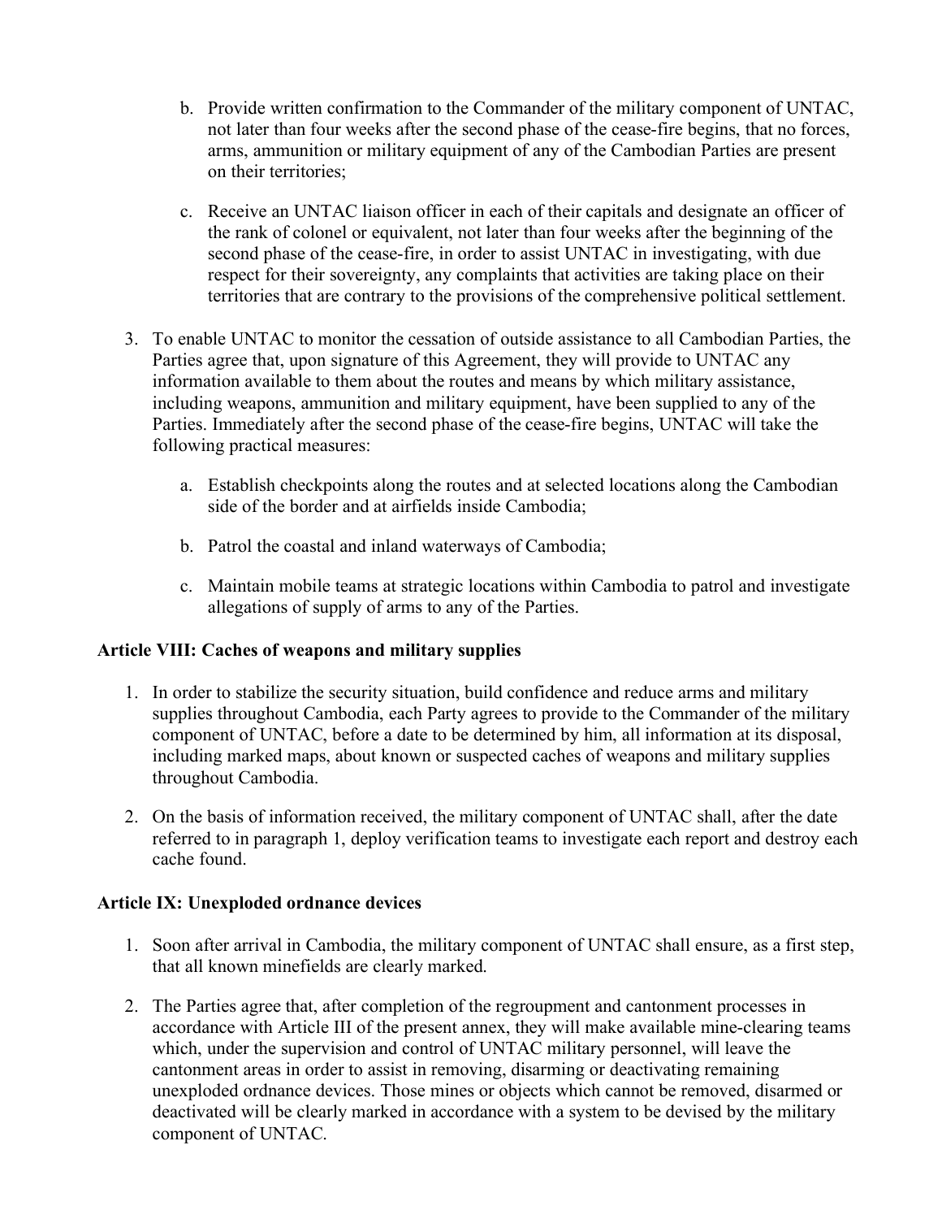b. Provide written confirmation to the Commander of the military component of UNTAC, not later than four weeks after the second phase of the cease-fire begins, that no forces, arms, ammunition or military equipment of any of the Cambodian Parties are present on their territories;

c. Receive an UNTAC liaison officer in each of their capitals and designate an officer of the rank of colonel or equivalent, not later than four weeks after the beginning of the second phase of the cease-fire, in order to assist UNTAC in investigating, with due respect for their sovereignty, any complaints that activities are taking place on their territories that are contrary to the provisions of the comprehensive political settlement.

3. To enable UNTAC to monitor the cessation of outside assistance to all Cambodian Parties, the Parties agree that, upon signature of this Agreement, they will provide to UNTAC any information available to them about the routes and means by which military assistance, including weapons, ammunition and military equipment, have been supplied to any of the Parties. Immediately after the second phase of the cease-fire begins, UNTAC will take the following practical measures:

   a. Establish checkpoints along the routes and at selected locations along the Cambodian side of the border and at airfields inside Cambodia;

   b. Patrol the coastal and inland waterways of Cambodia;

   c. Maintain mobile teams at strategic locations within Cambodia to patrol and investigate allegations of supply of arms to any of the Parties.

**Article VIII: Caches of weapons and military supplies**

1. In order to stabilize the security situation, build confidence and reduce arms and military supplies throughout Cambodia, each Party agrees to provide to the Commander of the military component of UNTAC, before a date to be determined by him, all information at its disposal, including marked maps, about known or suspected caches of weapons and military supplies throughout Cambodia.

2. On the basis of information received, the military component of UNTAC shall, after the date referred to in paragraph 1, deploy verification teams to investigate each report and destroy each cache found.

**Article IX: Unexploded ordnance devices**

1. Soon after arrival in Cambodia, the military component of UNTAC shall ensure, as a first step, that all known minefields are clearly marked.

2. The Parties agree that, after completion of the regroupment and cantonment processes in accordance with Article III of the present annex, they will make available mine-clearing teams which, under the supervision and control of UNTAC military personnel, will leave the cantonment areas in order to assist in removing, disarming or deactivating remaining unexploded ordnance devices. Those mines or objects which cannot be removed, disarmed or deactivated will be clearly marked in accordance with a system to be devised by the military component of UNTAC.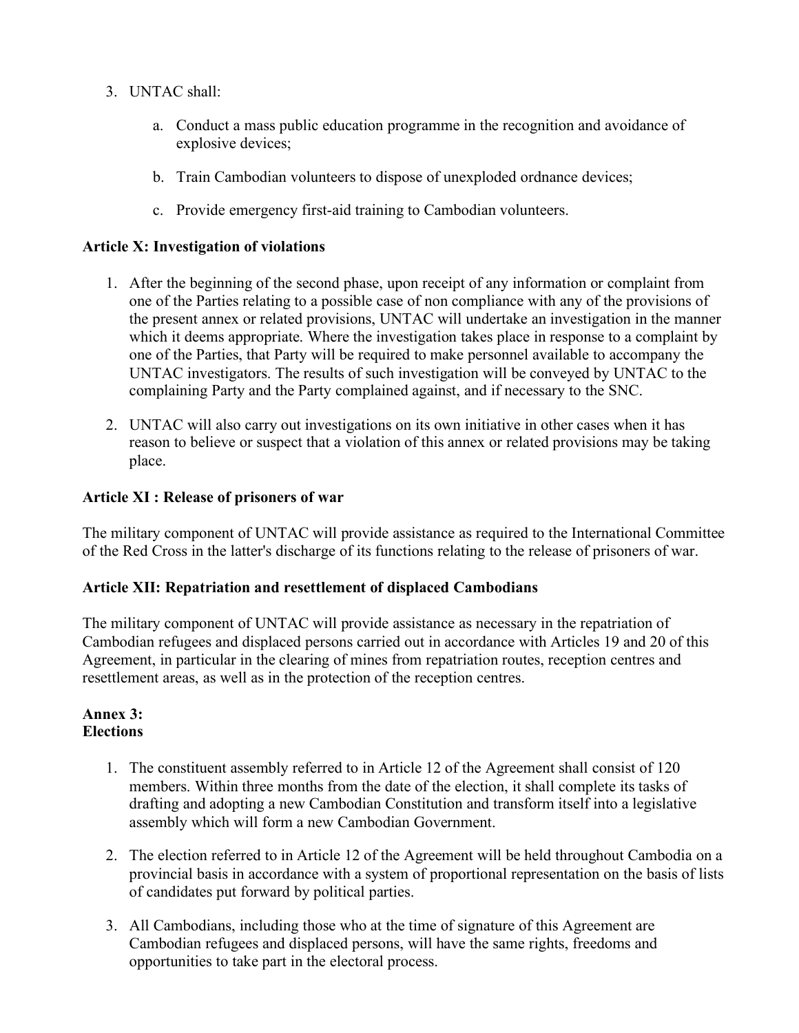3. UNTAC shall:

    a. Conduct a mass public education programme in the recognition and avoidance of explosive devices;

    b. Train Cambodian volunteers to dispose of unexploded ordnance devices;

    c. Provide emergency first-aid training to Cambodian volunteers.

**Article X: Investigation of violations**

1. After the beginning of the second phase, upon receipt of any information or complaint from one of the Parties relating to a possible case of non compliance with any of the provisions of the present annex or related provisions, UNTAC will undertake an investigation in the manner which it deems appropriate. Where the investigation takes place in response to a complaint by one of the Parties, that Party will be required to make personnel available to accompany the UNTAC investigators. The results of such investigation will be conveyed by UNTAC to the complaining Party and the Party complained against, and if necessary to the SNC.

2. UNTAC will also carry out investigations on its own initiative in other cases when it has reason to believe or suspect that a violation of this annex or related provisions may be taking place.

**Article XI : Release of prisoners of war**

The military component of UNTAC will provide assistance as required to the International Committee of the Red Cross in the latter's discharge of its functions relating to the release of prisoners of war.

**Article XII: Repatriation and resettlement of displaced Cambodians**

The military component of UNTAC will provide assistance as necessary in the repatriation of Cambodian refugees and displaced persons carried out in accordance with Articles 19 and 20 of this Agreement, in particular in the clearing of mines from repatriation routes, reception centres and resettlement areas, as well as in the protection of the reception centres.

**Annex 3:**
**Elections**

1. The constituent assembly referred to in Article 12 of the Agreement shall consist of 120 members. Within three months from the date of the election, it shall complete its tasks of drafting and adopting a new Cambodian Constitution and transform itself into a legislative assembly which will form a new Cambodian Government.

2. The election referred to in Article 12 of the Agreement will be held throughout Cambodia on a provincial basis in accordance with a system of proportional representation on the basis of lists of candidates put forward by political parties.

3. All Cambodians, including those who at the time of signature of this Agreement are Cambodian refugees and displaced persons, will have the same rights, freedoms and opportunities to take part in the electoral process.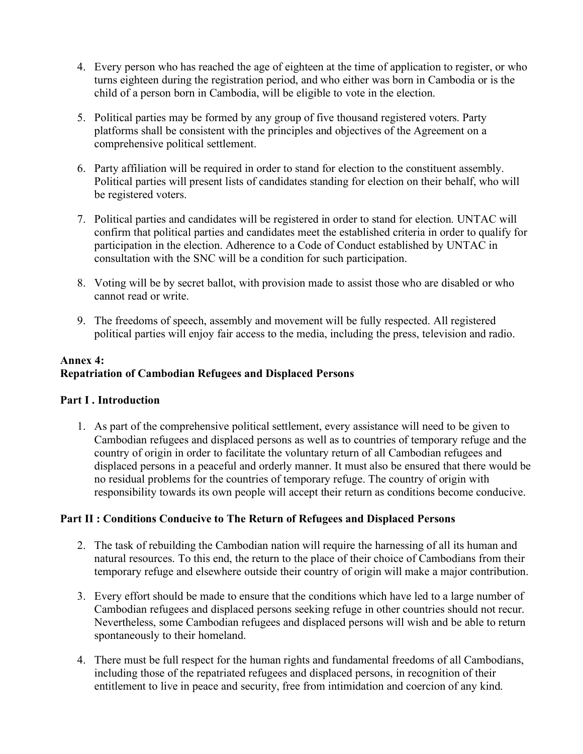4. Every person who has reached the age of eighteen at the time of application to register, or who turns eighteen during the registration period, and who either was born in Cambodia or is the child of a person born in Cambodia, will be eligible to vote in the election.

5. Political parties may be formed by any group of five thousand registered voters. Party platforms shall be consistent with the principles and objectives of the Agreement on a comprehensive political settlement.

6. Party affiliation will be required in order to stand for election to the constituent assembly. Political parties will present lists of candidates standing for election on their behalf, who will be registered voters.

7. Political parties and candidates will be registered in order to stand for election. UNTAC will confirm that political parties and candidates meet the established criteria in order to qualify for participation in the election. Adherence to a Code of Conduct established by UNTAC in consultation with the SNC will be a condition for such participation.

8. Voting will be by secret ballot, with provision made to assist those who are disabled or who cannot read or write.

9. The freedoms of speech, assembly and movement will be fully respected. All registered political parties will enjoy fair access to the media, including the press, television and radio.

## Annex 4:
## Repatriation of Cambodian Refugees and Displaced Persons

### Part I . Introduction

1. As part of the comprehensive political settlement, every assistance will need to be given to Cambodian refugees and displaced persons as well as to countries of temporary refuge and the country of origin in order to facilitate the voluntary return of all Cambodian refugees and displaced persons in a peaceful and orderly manner. It must also be ensured that there would be no residual problems for the countries of temporary refuge. The country of origin with responsibility towards its own people will accept their return as conditions become conducive.

### Part II : Conditions Conducive to The Return of Refugees and Displaced Persons

2. The task of rebuilding the Cambodian nation will require the harnessing of all its human and natural resources. To this end, the return to the place of their choice of Cambodians from their temporary refuge and elsewhere outside their country of origin will make a major contribution.

3. Every effort should be made to ensure that the conditions which have led to a large number of Cambodian refugees and displaced persons seeking refuge in other countries should not recur. Nevertheless, some Cambodian refugees and displaced persons will wish and be able to return spontaneously to their homeland.

4. There must be full respect for the human rights and fundamental freedoms of all Cambodians, including those of the repatriated refugees and displaced persons, in recognition of their entitlement to live in peace and security, free from intimidation and coercion of any kind.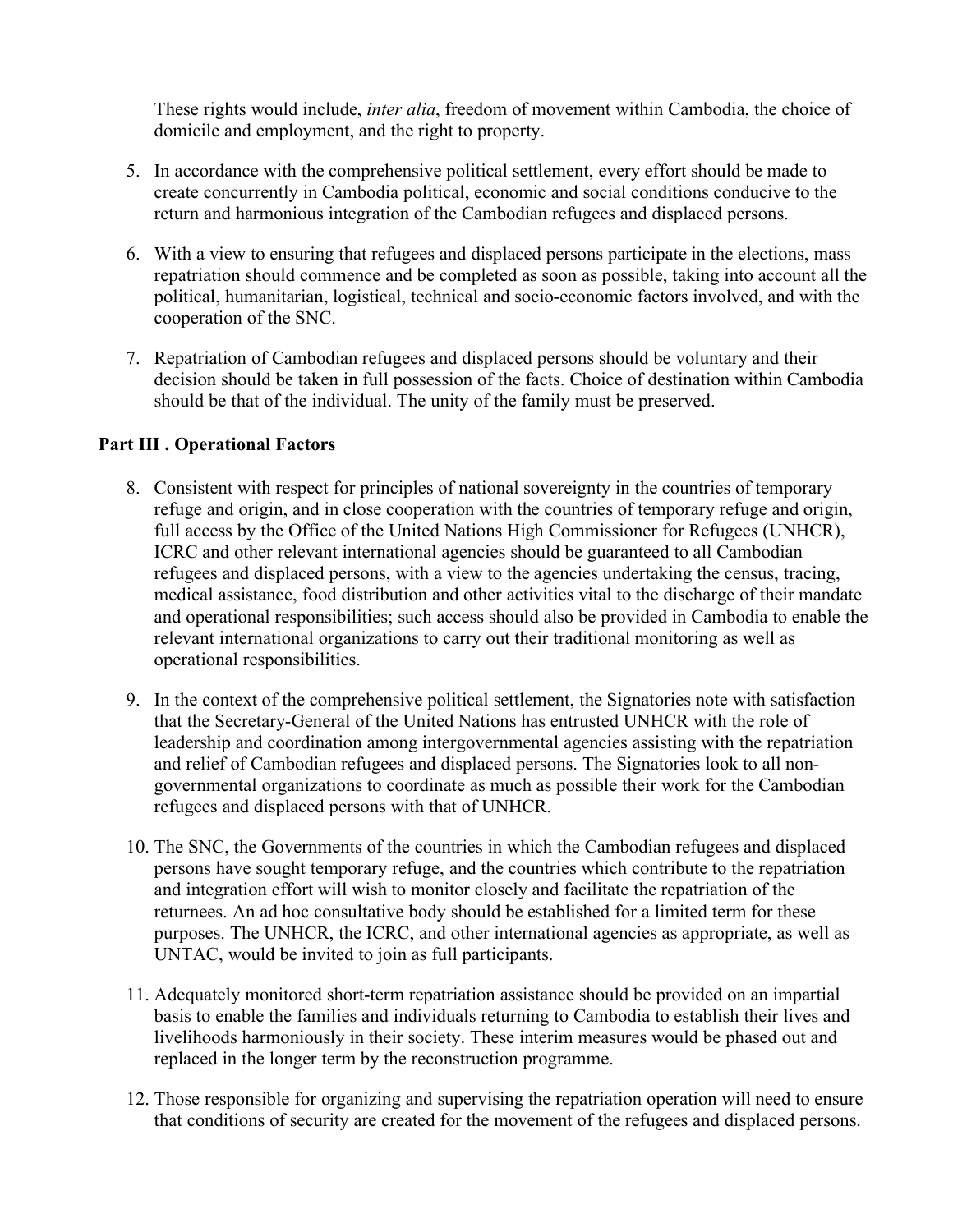These rights would include, *inter alia*, freedom of movement within Cambodia, the choice of domicile and employment, and the right to property.

5. In accordance with the comprehensive political settlement, every effort should be made to create concurrently in Cambodia political, economic and social conditions conducive to the return and harmonious integration of the Cambodian refugees and displaced persons.

6. With a view to ensuring that refugees and displaced persons participate in the elections, mass repatriation should commence and be completed as soon as possible, taking into account all the political, humanitarian, logistical, technical and socio-economic factors involved, and with the cooperation of the SNC.

7. Repatriation of Cambodian refugees and displaced persons should be voluntary and their decision should be taken in full possession of the facts. Choice of destination within Cambodia should be that of the individual. The unity of the family must be preserved.

**Part III . Operational Factors**

8. Consistent with respect for principles of national sovereignty in the countries of temporary refuge and origin, and in close cooperation with the countries of temporary refuge and origin, full access by the Office of the United Nations High Commissioner for Refugees (UNHCR), ICRC and other relevant international agencies should be guaranteed to all Cambodian refugees and displaced persons, with a view to the agencies undertaking the census, tracing, medical assistance, food distribution and other activities vital to the discharge of their mandate and operational responsibilities; such access should also be provided in Cambodia to enable the relevant international organizations to carry out their traditional monitoring as well as operational responsibilities.

9. In the context of the comprehensive political settlement, the Signatories note with satisfaction that the Secretary-General of the United Nations has entrusted UNHCR with the role of leadership and coordination among intergovernmental agencies assisting with the repatriation and relief of Cambodian refugees and displaced persons. The Signatories look to all non-governmental organizations to coordinate as much as possible their work for the Cambodian refugees and displaced persons with that of UNHCR.

10. The SNC, the Governments of the countries in which the Cambodian refugees and displaced persons have sought temporary refuge, and the countries which contribute to the repatriation and integration effort will wish to monitor closely and facilitate the repatriation of the returnees. An ad hoc consultative body should be established for a limited term for these purposes. The UNHCR, the ICRC, and other international agencies as appropriate, as well as UNTAC, would be invited to join as full participants.

11. Adequately monitored short-term repatriation assistance should be provided on an impartial basis to enable the families and individuals returning to Cambodia to establish their lives and livelihoods harmoniously in their society. These interim measures would be phased out and replaced in the longer term by the reconstruction programme.

12. Those responsible for organizing and supervising the repatriation operation will need to ensure that conditions of security are created for the movement of the refugees and displaced persons.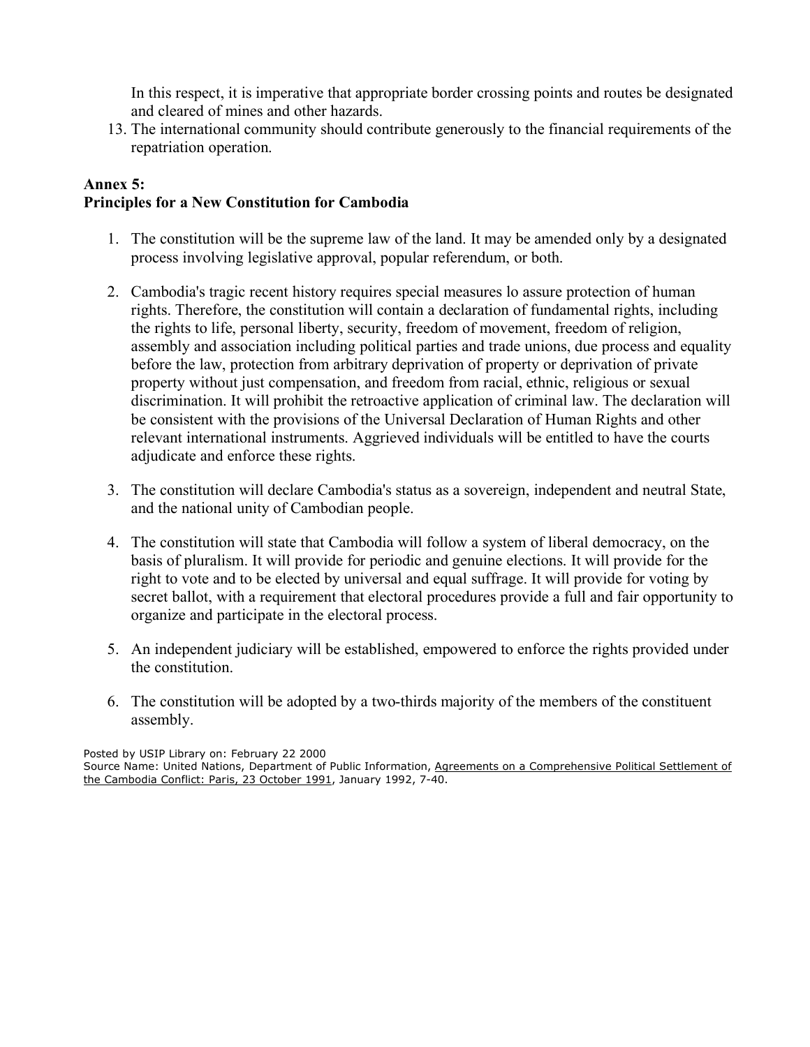In this respect, it is imperative that appropriate border crossing points and routes be designated and cleared of mines and other hazards.

13. The international community should contribute generously to the financial requirements of the repatriation operation.

**Annex 5:**
**Principles for a New Constitution for Cambodia**

1. The constitution will be the supreme law of the land. It may be amended only by a designated process involving legislative approval, popular referendum, or both.

2. Cambodia's tragic recent history requires special measures lo assure protection of human rights. Therefore, the constitution will contain a declaration of fundamental rights, including the rights to life, personal liberty, security, freedom of movement, freedom of religion, assembly and association including political parties and trade unions, due process and equality before the law, protection from arbitrary deprivation of property or deprivation of private property without just compensation, and freedom from racial, ethnic, religious or sexual discrimination. It will prohibit the retroactive application of criminal law. The declaration will be consistent with the provisions of the Universal Declaration of Human Rights and other relevant international instruments. Aggrieved individuals will be entitled to have the courts adjudicate and enforce these rights.

3. The constitution will declare Cambodia's status as a sovereign, independent and neutral State, and the national unity of Cambodian people.

4. The constitution will state that Cambodia will follow a system of liberal democracy, on the basis of pluralism. It will provide for periodic and genuine elections. It will provide for the right to vote and to be elected by universal and equal suffrage. It will provide for voting by secret ballot, with a requirement that electoral procedures provide a full and fair opportunity to organize and participate in the electoral process.

5. An independent judiciary will be established, empowered to enforce the rights provided under the constitution.

6. The constitution will be adopted by a two-thirds majority of the members of the constituent assembly.

Posted by USIP Library on: February 22 2000
Source Name: United Nations, Department of Public Information, Agreements on a Comprehensive Political Settlement of the Cambodia Conflict: Paris, 23 October 1991, January 1992, 7-40.